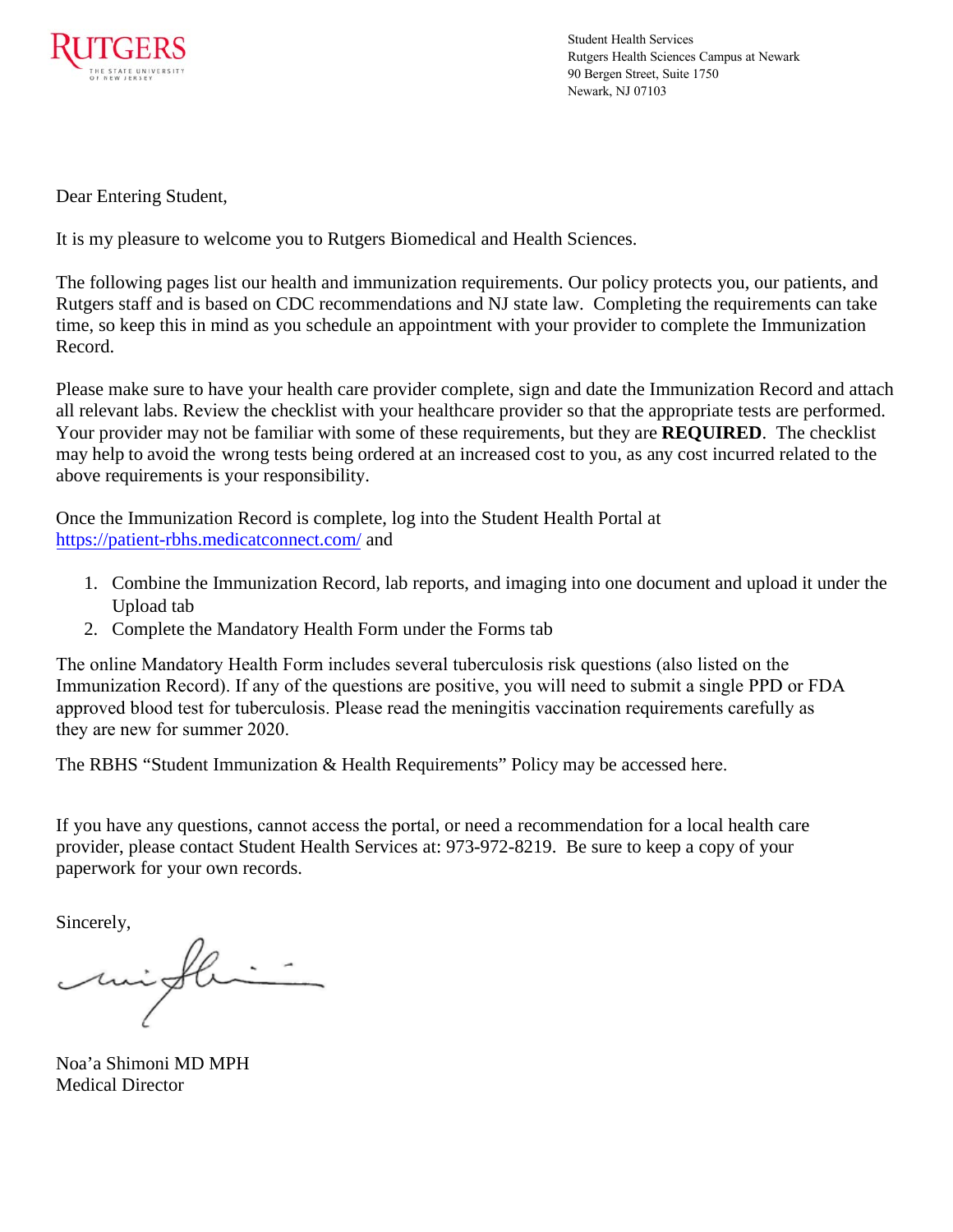RUTGERS
THE STATE UNIVERSITY OF NEW JERSEY

Student Health Services
Rutgers Health Sciences Campus at Newark
90 Bergen Street, Suite 1750
Newark, NJ 07103

Dear Entering Student,

It is my pleasure to welcome you to Rutgers Biomedical and Health Sciences.

The following pages list our health and immunization requirements. Our policy protects you, our patients, and Rutgers staff and is based on CDC recommendations and NJ state law. Completing the requirements can take time, so keep this in mind as you schedule an appointment with your provider to complete the Immunization Record.

Please make sure to have your health care provider complete, sign and date the Immunization Record and attach all relevant labs. Review the checklist with your healthcare provider so that the appropriate tests are performed. Your provider may not be familiar with some of these requirements, but they are **REQUIRED**. The checklist may help to avoid the wrong tests being ordered at an increased cost to you, as any cost incurred related to the above requirements is your responsibility.

Once the Immunization Record is complete, log into the Student Health Portal at https://patient-rbhs.medicatconnect.com/ and

1. Combine the Immunization Record, lab reports, and imaging into one document and upload it under the Upload tab
2. Complete the Mandatory Health Form under the Forms tab

The online Mandatory Health Form includes several tuberculosis risk questions (also listed on the Immunization Record). If any of the questions are positive, you will need to submit a single PPD or FDA approved blood test for tuberculosis. Please read the meningitis vaccination requirements carefully as they are new for summer 2020.

The RBHS "Student Immunization & Health Requirements" Policy may be accessed here.

If you have any questions, cannot access the portal, or need a recommendation for a local health care provider, please contact Student Health Services at: 973-972-8219. Be sure to keep a copy of your paperwork for your own records.

Sincerely,

Noa'a Shimoni MD MPH
Medical Director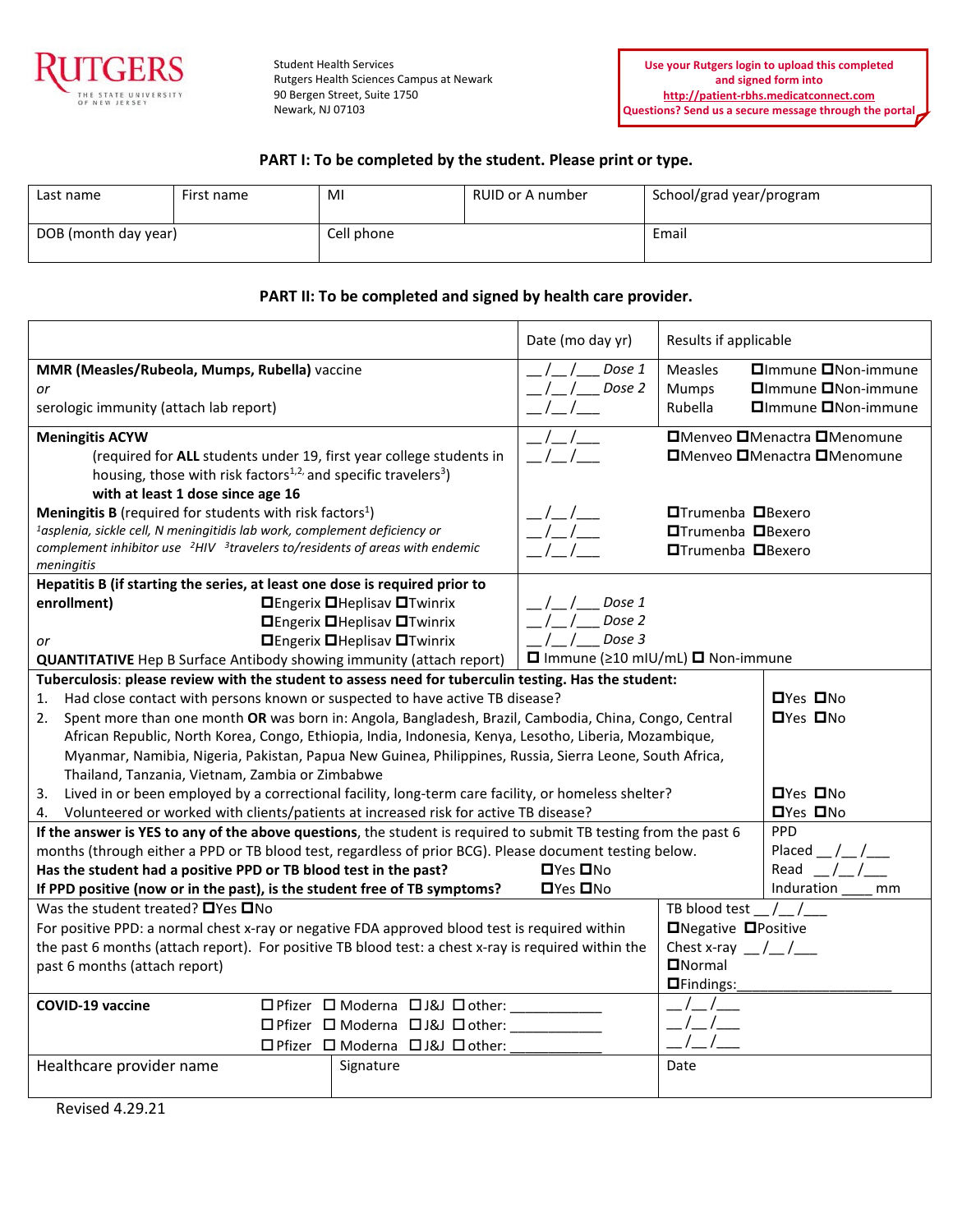RUTGERS
THE STATE UNIVERSITY OF NEW JERSEY

Student Health Services
Rutgers Health Sciences Campus at Newark
90 Bergen Street, Suite 1750
Newark, NJ 07103

**Use your Rutgers login to upload this completed and signed form into http://patient-rbhs.medicatconnect.com**
**Questions? Send us a secure message through the portal**

## PART I: To be completed by the student. Please print or type.

| Last name | First name | MI | RUID or A number | School/grad year/program |
|---|---|---|---|---|
| DOB (month day year) | | Cell phone | | Email |

## PART II: To be completed and signed by health care provider.

| | Date (mo day yr) | Results if applicable |
|---|---|---|
| **MMR (Measles/Rubeola, Mumps, Rubella)** vaccine<br>*or*<br>serologic immunity (attach lab report) | __/__/___ *Dose 1*<br>__/__/___ *Dose 2*<br>__/__/___ | Measles ☐Immune ☐Non-immune<br>Mumps ☐Immune ☐Non-immune<br>Rubella ☐Immune ☐Non-immune |
| **Meningitis ACYW**<br>(required for **ALL** students under 19, first year college students in housing, those with risk factors[1,2,] and specific travelers[3])<br>**with at least 1 dose since age 16**<br>**Meningitis B** (required for students with risk factors[1])<br>[1]*asplenia, sickle cell, N meningitidis lab work, complement deficiency or complement inhibitor use* [2]*HIV* [3]*travelers to/residents of areas with endemic meningitis* | __/__/___<br>__/__/___<br><br><br>__/__/___<br>__/__/___<br>__/__/___ | ☐Menveo ☐Menactra ☐Menomune<br>☐Menveo ☐Menactra ☐Menomune<br><br><br>☐Trumenba ☐Bexero<br>☐Trumenba ☐Bexero<br>☐Trumenba ☐Bexero |
| **Hepatitis B (if starting the series, at least one dose is required prior to enrollment)** ☐Engerix ☐Heplisav ☐Twinrix<br>☐Engerix ☐Heplisav ☐Twinrix<br>*or* ☐Engerix ☐Heplisav ☐Twinrix<br>**QUANTITATIVE** Hep B Surface Antibody showing immunity (attach report) | __/__/___ *Dose 1*<br>__/__/___ *Dose 2*<br>__/__/___ *Dose 3*<br>☐ Immune (≥10 mIU/mL) ☐ Non-immune | |

**Tuberculosis**: **please review with the student to assess need for tuberculin testing. Has the student:**

| | |
|---|---|
| 1. Had close contact with persons known or suspected to have active TB disease? | ☐Yes ☐No |
| 2. Spent more than one month **OR** was born in: Angola, Bangladesh, Brazil, Cambodia, China, Congo, Central African Republic, North Korea, Congo, Ethiopia, India, Indonesia, Kenya, Lesotho, Liberia, Mozambique, Myanmar, Namibia, Nigeria, Pakistan, Papua New Guinea, Philippines, Russia, Sierra Leone, South Africa, Thailand, Tanzania, Vietnam, Zambia or Zimbabwe | ☐Yes ☐No |
| 3. Lived in or been employed by a correctional facility, long-term care facility, or homeless shelter? | ☐Yes ☐No |
| 4. Volunteered or worked with clients/patients at increased risk for active TB disease? | ☐Yes ☐No |
| **If the answer is YES to any of the above questions**, the student is required to submit TB testing from the past 6 months (through either a PPD or TB blood test, regardless of prior BCG). Please document testing below.<br>**Has the student had a positive PPD or TB blood test in the past?** ☐Yes ☐No<br>**If PPD positive (now or in the past), is the student free of TB symptoms?** ☐Yes ☐No | PPD<br>Placed __/__/___<br>Read __/__/___<br>Induration ____ mm |
| Was the student treated? ☐Yes ☐No<br>For positive PPD: a normal chest x-ray or negative FDA approved blood test is required within the past 6 months (attach report). For positive TB blood test: a chest x-ray is required within the past 6 months (attach report) | TB blood test __/__/___<br>☐Negative ☐Positive<br>Chest x-ray __/__/___<br>☐Normal<br>☐Findings:____________________ |

| | | |
|---|---|---|
| **COVID-19 vaccine** | ☐ Pfizer ☐ Moderna ☐ J&J ☐ other: ___________<br>☐ Pfizer ☐ Moderna ☐ J&J ☐ other: ___________<br>☐ Pfizer ☐ Moderna ☐ J&J ☐ other: ___________ | __/__/___<br>__/__/___<br>__/__/___ |
| Healthcare provider name | Signature | Date |

Revised 4.29.21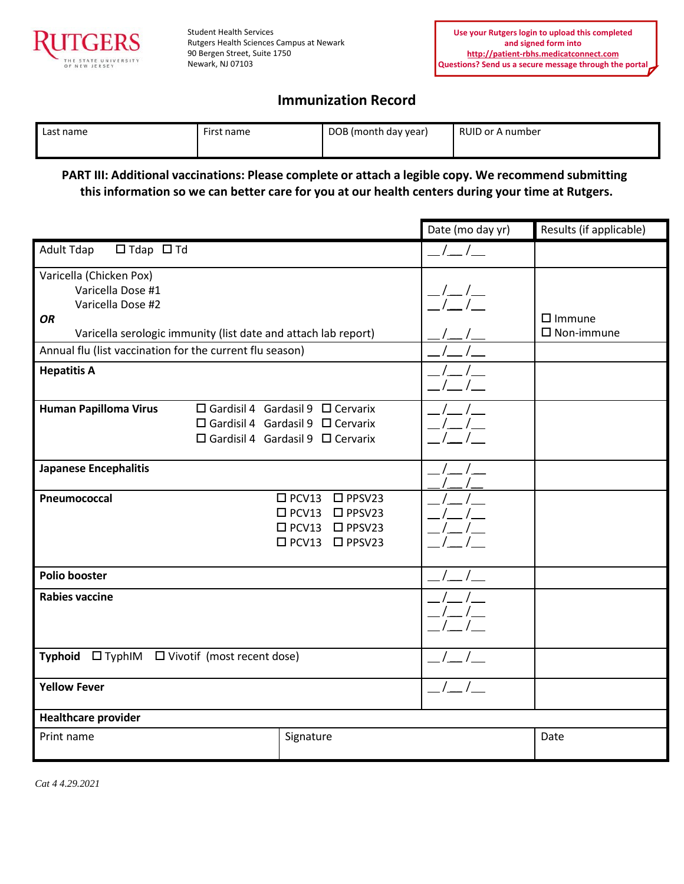RUTGERS
THE STATE UNIVERSITY OF NEW JERSEY

Student Health Services
Rutgers Health Sciences Campus at Newark
90 Bergen Street, Suite 1750
Newark, NJ 07103

**Use your Rutgers login to upload this completed and signed form into http://patient-rbhs.medicatconnect.com**
**Questions? Send us a secure message through the portal**

## Immunization Record

| Last name | First name | DOB (month day year) | RUID or A number |
|---|---|---|---|
| | | | |

**PART III: Additional vaccinations: Please complete or attach a legible copy. We recommend submitting this information so we can better care for you at our health centers during your time at Rutgers.**

| | Date (mo day yr) | Results (if applicable) |
|---|---|---|
| Adult Tdap ☐ Tdap ☐ Td | \_\_/\_\_/\_\_ | |
| Varicella (Chicken Pox)<br>Varicella Dose #1<br>Varicella Dose #2<br>***OR***<br>Varicella serologic immunity (list date and attach lab report) | \_\_/\_\_/\_\_<br>\_\_/\_\_/\_\_<br><br>\_\_/\_\_/\_\_ | ☐ Immune<br>☐ Non-immune |
| Annual flu (list vaccination for the current flu season) | \_\_/\_\_/\_\_ | |
| **Hepatitis A** | \_\_/\_\_/\_\_<br>\_\_/\_\_/\_\_ | |
| **Human Papilloma Virus** ☐ Gardisil 4 Gardasil 9 ☐ Cervarix<br>☐ Gardisil 4 Gardasil 9 ☐ Cervarix<br>☐ Gardisil 4 Gardasil 9 ☐ Cervarix | \_\_/\_\_/\_\_<br>\_\_/\_\_/\_\_<br>\_\_/\_\_/\_\_ | |
| **Japanese Encephalitis** | \_\_/\_\_/\_\_<br>\_\_/\_\_/\_\_ | |
| **Pneumococcal** ☐ PCV13 ☐ PPSV23<br>☐ PCV13 ☐ PPSV23<br>☐ PCV13 ☐ PPSV23<br>☐ PCV13 ☐ PPSV23 | \_\_/\_\_/\_\_<br>\_\_/\_\_/\_\_<br>\_\_/\_\_/\_\_<br>\_\_/\_\_/\_\_ | |
| **Polio booster** | \_\_/\_\_/\_\_ | |
| **Rabies vaccine** | \_\_/\_\_/\_\_<br>\_\_/\_\_/\_\_<br>\_\_/\_\_/\_\_ | |
| **Typhoid** ☐ TyphIM ☐ Vivotif (most recent dose) | \_\_/\_\_/\_\_ | |
| **Yellow Fever** | \_\_/\_\_/\_\_ | |

**Healthcare provider**

| Print name | Signature | Date |
|---|---|---|
| | | |

*Cat 4 4.29.2021*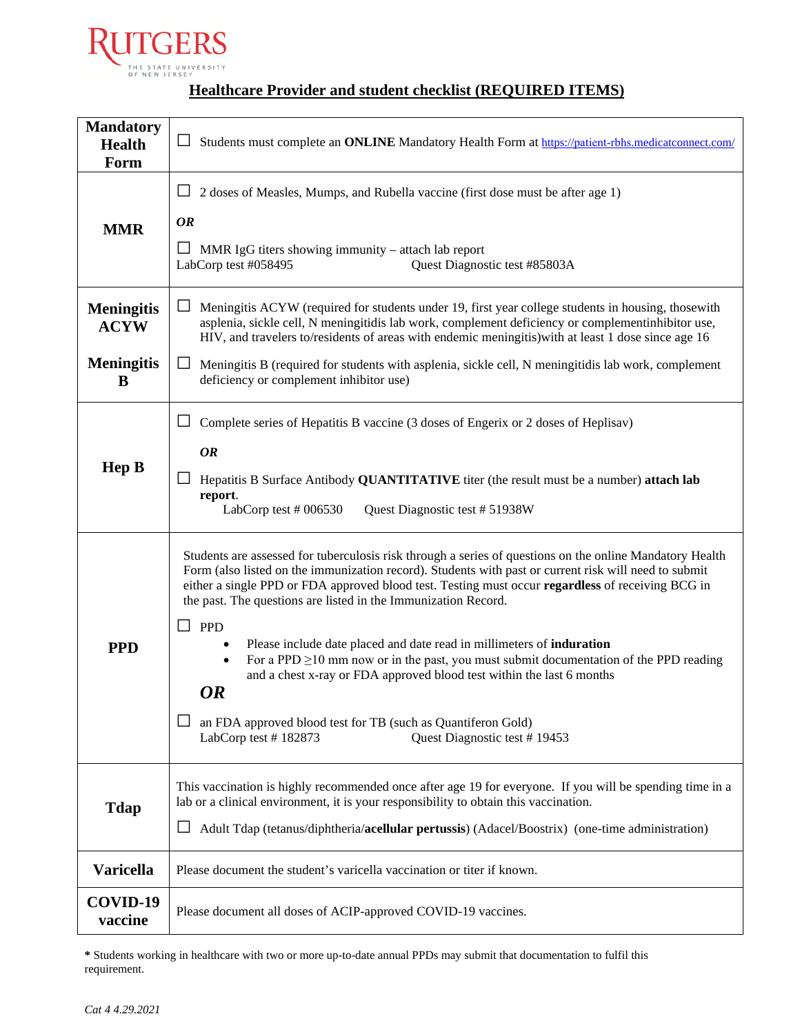RUTGERS
THE STATE UNIVERSITY OF NEW JERSEY

# Healthcare Provider and student checklist (REQUIRED ITEMS)

| | |
|---|---|
| **Mandatory Health Form** | ☐ Students must complete an **ONLINE** Mandatory Health Form at https://patient-rbhs.medicatconnect.com/ |
| **MMR** | ☐ 2 doses of Measles, Mumps, and Rubella vaccine (first dose must be after age 1)<br>***OR***<br>☐ MMR IgG titers showing immunity – attach lab report<br>LabCorp test #058495 Quest Diagnostic test #85803A |
| **Meningitis ACYW**<br><br>**Meningitis B** | ☐ Meningitis ACYW (required for students under 19, first year college students in housing, thosewith asplenia, sickle cell, N meningitidis lab work, complement deficiency or complementinhibitor use, HIV, and travelers to/residents of areas with endemic meningitis)with at least 1 dose since age 16<br><br>☐ Meningitis B (required for students with asplenia, sickle cell, N meningitidis lab work, complement deficiency or complement inhibitor use) |
| **Hep B** | ☐ Complete series of Hepatitis B vaccine (3 doses of Engerix or 2 doses of Heplisav)<br>***OR***<br>☐ Hepatitis B Surface Antibody **QUANTITATIVE** titer (the result must be a number) **attach lab report**.<br>LabCorp test # 006530 Quest Diagnostic test # 51938W |
| **PPD** | Students are assessed for tuberculosis risk through a series of questions on the online Mandatory Health Form (also listed on the immunization record). Students with past or current risk will need to submit either a single PPD or FDA approved blood test. Testing must occur **regardless** of receiving BCG in the past. The questions are listed in the Immunization Record.<br><br>☐ PPD<br>• Please include date placed and date read in millimeters of **induration**<br>• For a PPD ≥10 mm now or in the past, you must submit documentation of the PPD reading and a chest x-ray or FDA approved blood test within the last 6 months<br>***OR***<br>☐ an FDA approved blood test for TB (such as Quantiferon Gold)<br>LabCorp test # 182873 Quest Diagnostic test # 19453 |
| **Tdap** | This vaccination is highly recommended once after age 19 for everyone. If you will be spending time in a lab or a clinical environment, it is your responsibility to obtain this vaccination.<br>☐ Adult Tdap (tetanus/diphtheria/**acellular pertussis**) (Adacel/Boostrix) (one-time administration) |
| **Varicella** | Please document the student's varicella vaccination or titer if known. |
| **COVID-19 vaccine** | Please document all doses of ACIP-approved COVID-19 vaccines. |

**\*** Students working in healthcare with two or more up-to-date annual PPDs may submit that documentation to fulfil this requirement.

*Cat 4 4.29.2021*